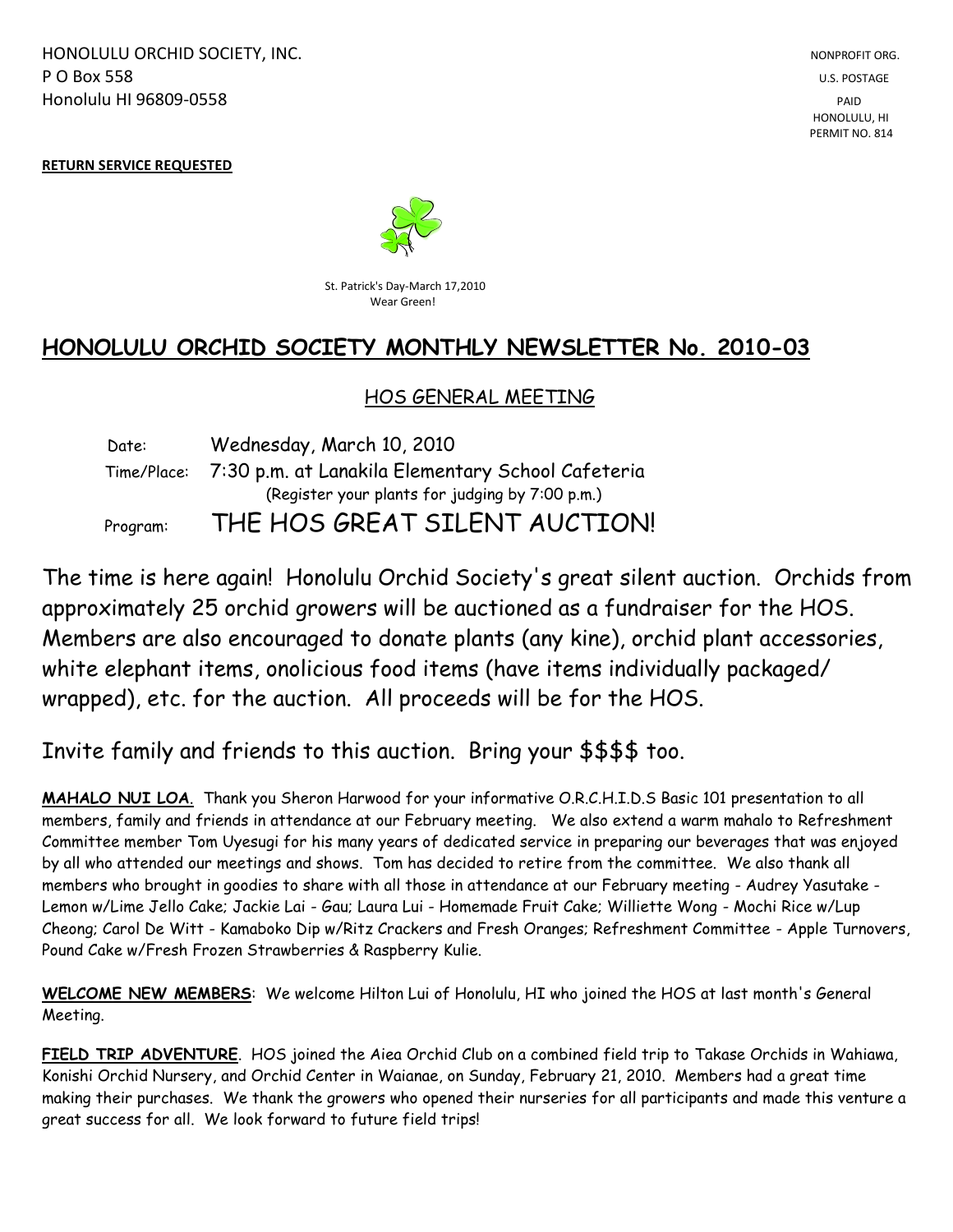HONOLULU ORCHID SOCIETY, INC.
P O Box 558
Honolulu HI 96809-0558

NONPROFIT ORG.
U.S. POSTAGE
PAID
HONOLULU, HI
PERMIT NO. 814

**RETURN SERVICE REQUESTED**

St. Patrick's Day-March 17,2010
Wear Green!

# HONOLULU ORCHID SOCIETY MONTHLY NEWSLETTER No. 2010-03

## HOS GENERAL MEETING

Date: Wednesday, March 10, 2010

Time/Place: 7:30 p.m. at Lanakila Elementary School Cafeteria
(Register your plants for judging by 7:00 p.m.)

Program: THE HOS GREAT SILENT AUCTION!

The time is here again! Honolulu Orchid Society's great silent auction. Orchids from approximately 25 orchid growers will be auctioned as a fundraiser for the HOS. Members are also encouraged to donate plants (any kine), orchid plant accessories, white elephant items, onolicious food items (have items individually packaged/ wrapped), etc. for the auction. All proceeds will be for the HOS.

Invite family and friends to this auction. Bring your $$$$ too.

**MAHALO NUI LOA**. Thank you Sheron Harwood for your informative O.R.C.H.I.D.S Basic 101 presentation to all members, family and friends in attendance at our February meeting. We also extend a warm mahalo to Refreshment Committee member Tom Uyesugi for his many years of dedicated service in preparing our beverages that was enjoyed by all who attended our meetings and shows. Tom has decided to retire from the committee. We also thank all members who brought in goodies to share with all those in attendance at our February meeting - Audrey Yasutake - Lemon w/Lime Jello Cake; Jackie Lai - Gau; Laura Lui - Homemade Fruit Cake; Williette Wong - Mochi Rice w/Lup Cheong; Carol De Witt - Kamaboko Dip w/Ritz Crackers and Fresh Oranges; Refreshment Committee - Apple Turnovers, Pound Cake w/Fresh Frozen Strawberries & Raspberry Kulie.

**WELCOME NEW MEMBERS**: We welcome Hilton Lui of Honolulu, HI who joined the HOS at last month's General Meeting.

**FIELD TRIP ADVENTURE**. HOS joined the Aiea Orchid Club on a combined field trip to Takase Orchids in Wahiawa, Konishi Orchid Nursery, and Orchid Center in Waianae, on Sunday, February 21, 2010. Members had a great time making their purchases. We thank the growers who opened their nurseries for all participants and made this venture a great success for all. We look forward to future field trips!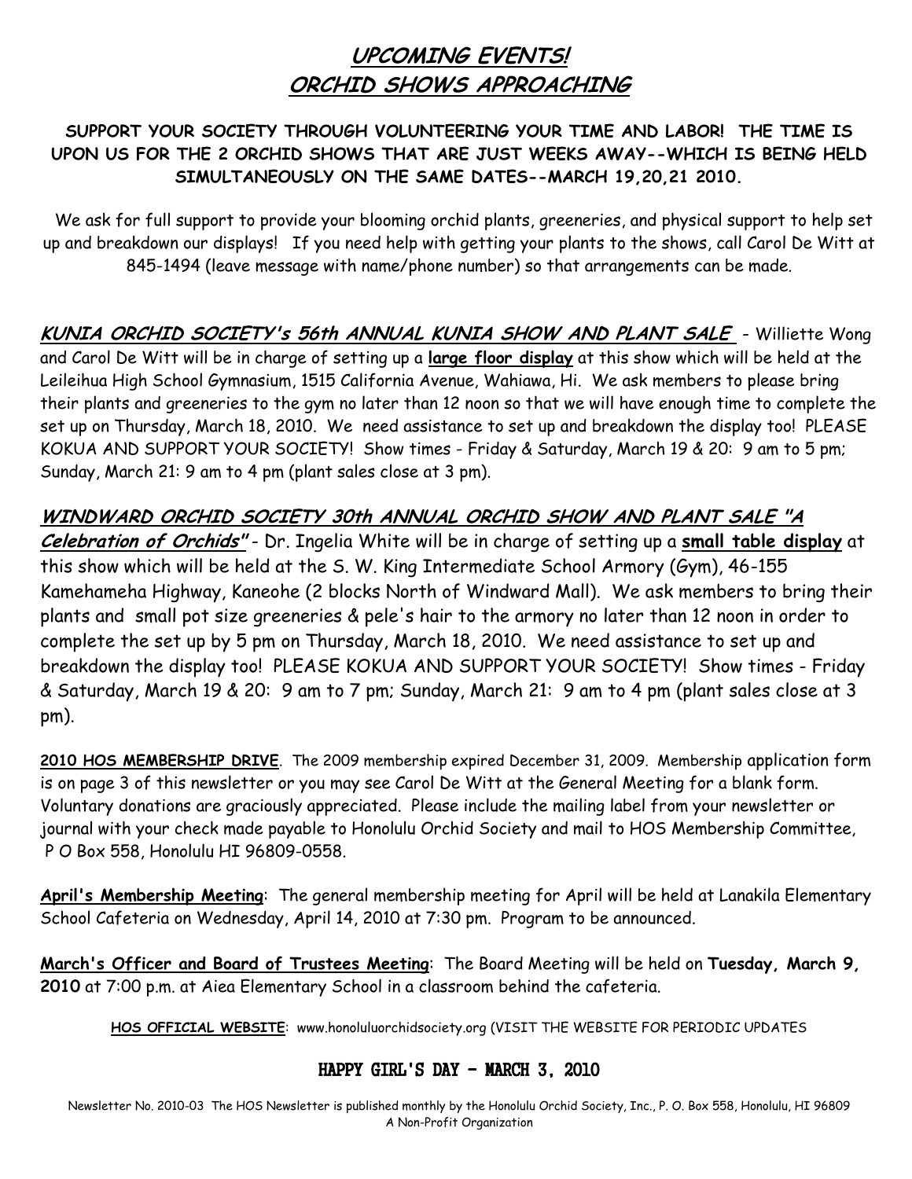# UPCOMING EVENTS!
# ORCHID SHOWS APPROACHING

**SUPPORT YOUR SOCIETY THROUGH VOLUNTEERING YOUR TIME AND LABOR! THE TIME IS UPON US FOR THE 2 ORCHID SHOWS THAT ARE JUST WEEKS AWAY--WHICH IS BEING HELD SIMULTANEOUSLY ON THE SAME DATES--MARCH 19,20,21 2010.**

We ask for full support to provide your blooming orchid plants, greeneries, and physical support to help set up and breakdown our displays! If you need help with getting your plants to the shows, call Carol De Witt at 845-1494 (leave message with name/phone number) so that arrangements can be made.

***KUNIA ORCHID SOCIETY's 56th ANNUAL KUNIA SHOW AND PLANT SALE*** - Williette Wong and Carol De Witt will be in charge of setting up a **large floor display** at this show which will be held at the Leileihua High School Gymnasium, 1515 California Avenue, Wahiawa, Hi. We ask members to please bring their plants and greeneries to the gym no later than 12 noon so that we will have enough time to complete the set up on Thursday, March 18, 2010. We need assistance to set up and breakdown the display too! PLEASE KOKUA AND SUPPORT YOUR SOCIETY! Show times - Friday & Saturday, March 19 & 20: 9 am to 5 pm; Sunday, March 21: 9 am to 4 pm (plant sales close at 3 pm).

***WINDWARD ORCHID SOCIETY 30th ANNUAL ORCHID SHOW AND PLANT SALE "A Celebration of Orchids"*** - Dr. Ingelia White will be in charge of setting up a **small table display** at this show which will be held at the S. W. King Intermediate School Armory (Gym), 46-155 Kamehameha Highway, Kaneohe (2 blocks North of Windward Mall). We ask members to bring their plants and small pot size greeneries & pele's hair to the armory no later than 12 noon in order to complete the set up by 5 pm on Thursday, March 18, 2010. We need assistance to set up and breakdown the display too! PLEASE KOKUA AND SUPPORT YOUR SOCIETY! Show times - Friday & Saturday, March 19 & 20: 9 am to 7 pm; Sunday, March 21: 9 am to 4 pm (plant sales close at 3 pm).

**2010 HOS MEMBERSHIP DRIVE**. The 2009 membership expired December 31, 2009. Membership application form is on page 3 of this newsletter or you may see Carol De Witt at the General Meeting for a blank form. Voluntary donations are graciously appreciated. Please include the mailing label from your newsletter or journal with your check made payable to Honolulu Orchid Society and mail to HOS Membership Committee, P O Box 558, Honolulu HI 96809-0558.

**April's Membership Meeting**: The general membership meeting for April will be held at Lanakila Elementary School Cafeteria on Wednesday, April 14, 2010 at 7:30 pm. Program to be announced.

**March's Officer and Board of Trustees Meeting**: The Board Meeting will be held on **Tuesday, March 9, 2010** at 7:00 p.m. at Aiea Elementary School in a classroom behind the cafeteria.

**HOS OFFICIAL WEBSITE**: www.honoluluorchidsociety.org (VISIT THE WEBSITE FOR PERIODIC UPDATES

**HAPPY GIRL'S DAY - MARCH 3, 2010**

Newsletter No. 2010-03 The HOS Newsletter is published monthly by the Honolulu Orchid Society, Inc., P. O. Box 558, Honolulu, HI 96809
A Non-Profit Organization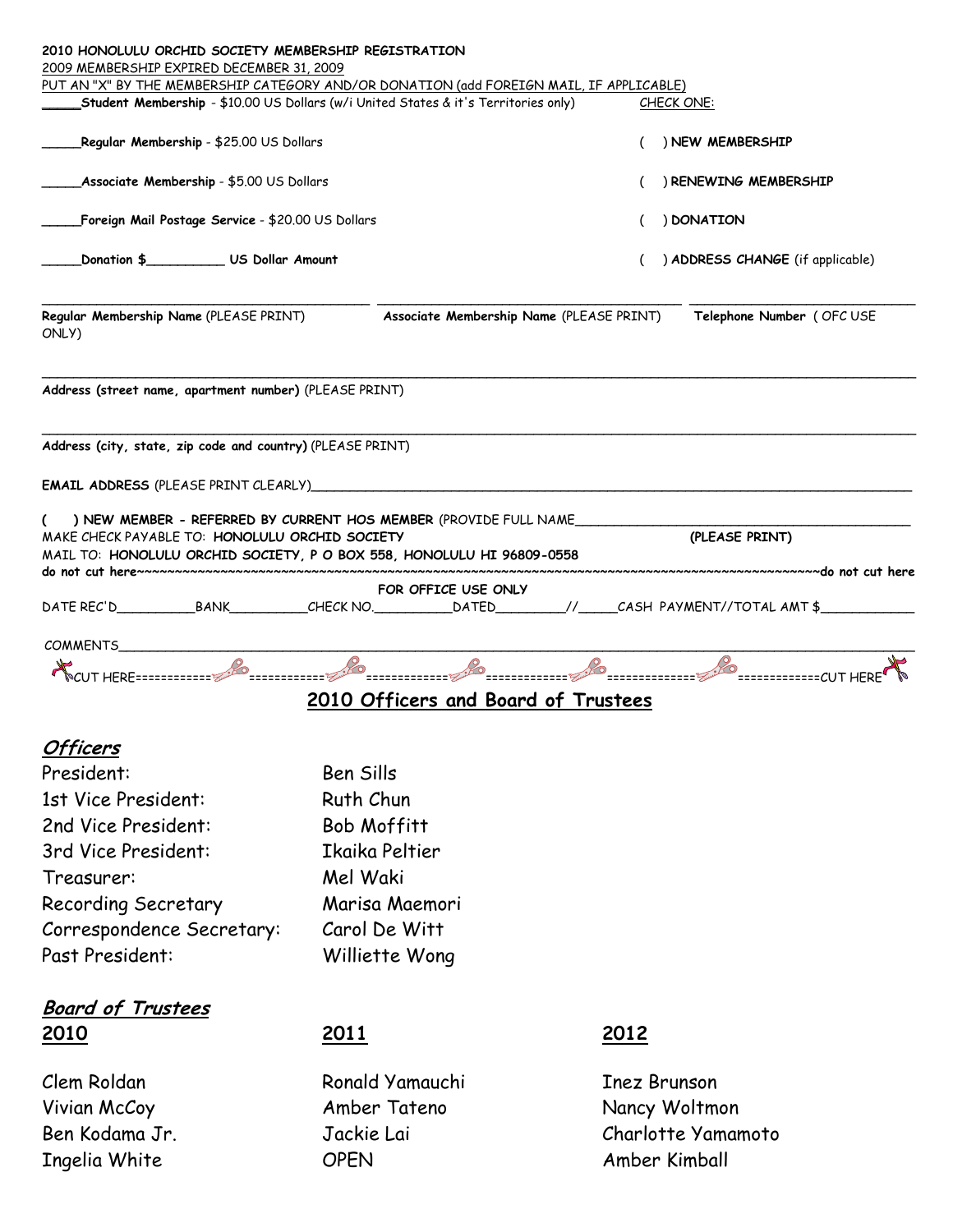**2010 HONOLULU ORCHID SOCIETY MEMBERSHIP REGISTRATION**

2009 MEMBERSHIP EXPIRED DECEMBER 31, 2009

PUT AN "X" BY THE MEMBERSHIP CATEGORY AND/OR DONATION (add FOREIGN MAIL, IF APPLICABLE)

_____**Student Membership** - $10.00 US Dollars (w/i United States & it's Territories only)

_____**Regular Membership** - $25.00 US Dollars

_____**Associate Membership** - $5.00 US Dollars

_____**Foreign Mail Postage Service** - $20.00 US Dollars

_____**Donation $**__________ **US Dollar Amount**

CHECK ONE:

( ) **NEW MEMBERSHIP**

( ) **RENEWING MEMBERSHIP**

( ) **DONATION**

( ) **ADDRESS CHANGE** (if applicable)

______________________________ ______________________________ ______________________________

**Regular Membership Name** (PLEASE PRINT) **Associate Membership Name** (PLEASE PRINT) **Telephone Number** ( OFC USE ONLY)

______________________________________________________________________________

**Address (street name, apartment number)** (PLEASE PRINT)

______________________________________________________________________________

**Address (city, state, zip code and country)** (PLEASE PRINT)

**EMAIL ADDRESS** (PLEASE PRINT CLEARLY)______________________________________________________

( ) **NEW MEMBER - REFERRED BY CURRENT HOS MEMBER** (PROVIDE FULL NAME_________________________________ **(PLEASE PRINT)**

MAKE CHECK PAYABLE TO: **HONOLULU ORCHID SOCIETY**

MAIL TO: **HONOLULU ORCHID SOCIETY, P O BOX 558, HONOLULU HI 96809-0558**

**do not cut here**~~~~~~~~~~~~~~~~~~~~~~~~~~~~~~~~~~~~~~~~~~~~~~~~~~~~~~~~~~~~~~~~~~~~~~~~~~~**do not cut here**

**FOR OFFICE USE ONLY**

DATE REC'D__________BANK__________CHECK NO.__________DATED_________//_____CASH PAYMENT//TOTAL AMT $____________

COMMENTS______________________________________________________________________________

CUT HERE==================================================================CUT HERE

## 2010 Officers and Board of Trustees

### *Officers*

| | |
|---|---|
| President: | Ben Sills |
| 1st Vice President: | Ruth Chun |
| 2nd Vice President: | Bob Moffitt |
| 3rd Vice President: | Ikaika Peltier |
| Treasurer: | Mel Waki |
| Recording Secretary | Marisa Maemori |
| Correspondence Secretary: | Carol De Witt |
| Past President: | Williette Wong |

### *Board of Trustees*

| 2010 | 2011 | 2012 |
|---|---|---|
| Clem Roldan | Ronald Yamauchi | Inez Brunson |
| Vivian McCoy | Amber Tateno | Nancy Woltmon |
| Ben Kodama Jr. | Jackie Lai | Charlotte Yamamoto |
| Ingelia White | OPEN | Amber Kimball |